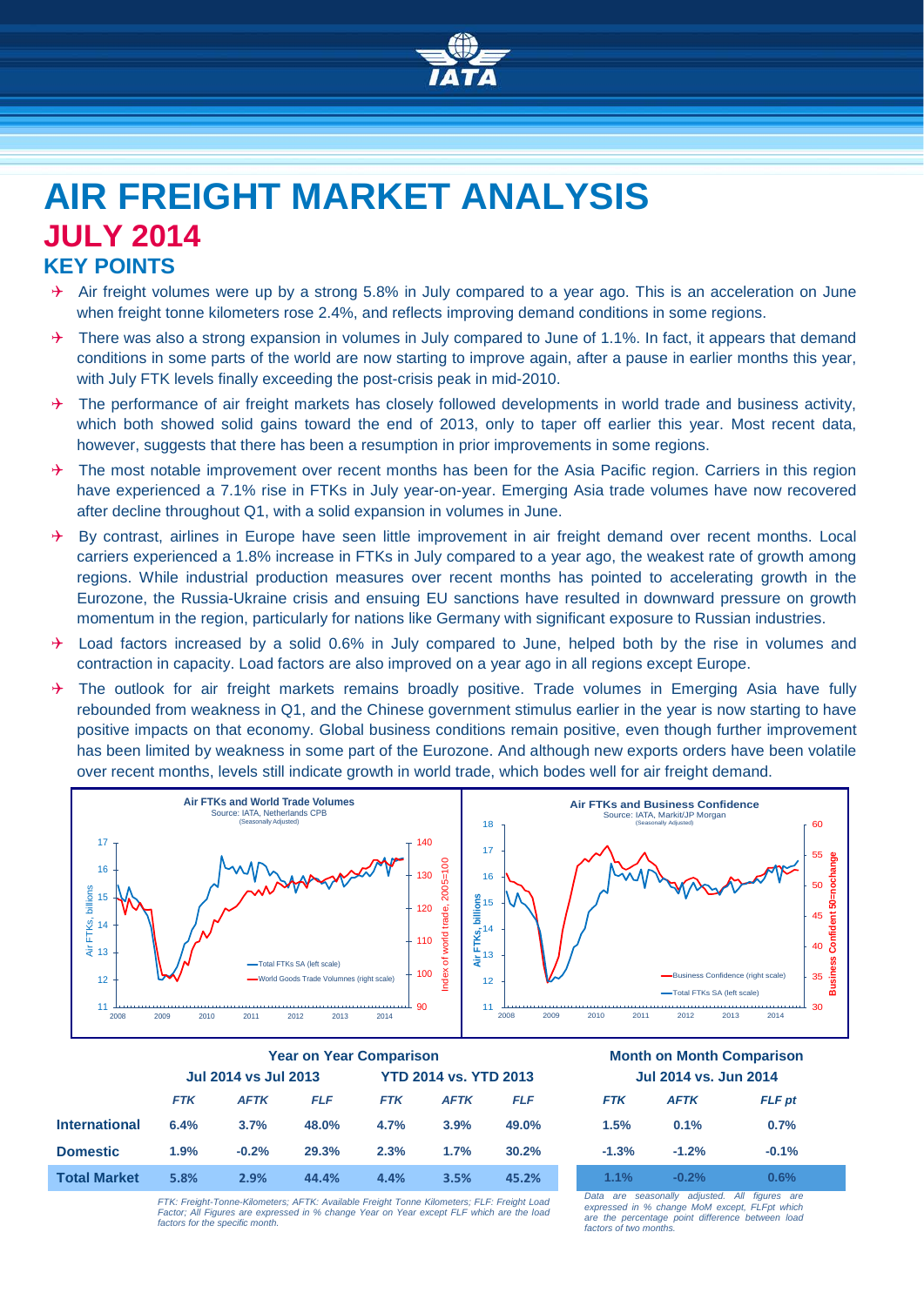# AIR FREIGHT MARKET ANALYSIS

## JULY 2014

### KEY POINTS

- Air freight volumes were up by a strong 5.8% in July compared to a year ago. This is an acceleration on June when freight tonne kilometers rose 2.4%, and reflects improving demand conditions in some regions.
- There was also a strong expansion in volumes in July compared to June of 1.1%. In fact, it appears that demand conditions in some parts of the world are now starting to improve again, after a pause in earlier months this year, with July FTK levels finally exceeding the post-crisis peak in mid-2010.
- The performance of air freight markets has closely followed developments in world trade and business activity, which both showed solid gains toward the end of 2013, only to taper off earlier this year. Most recent data, however, suggests that there has been a resumption in prior improvements in some regions.
- The most notable improvement over recent months has been for the Asia Pacific region. Carriers in this region have experienced a 7.1% rise in FTKs in July year-on-year. Emerging Asia trade volumes have now recovered after decline throughout Q1, with a solid expansion in volumes in June.
- By contrast, airlines in Europe have seen little improvement in air freight demand over recent months. Local carriers experienced a 1.8% increase in FTKs in July compared to a year ago, the weakest rate of growth among regions. While industrial production measures over recent months has pointed to accelerating growth in the Eurozone, the Russia-Ukraine crisis and ensuing EU sanctions have resulted in downward pressure on growth momentum in the region, particularly for nations like Germany with significant exposure to Russian industries.
- Load factors increased by a solid 0.6% in July compared to June, helped both by the rise in volumes and contraction in capacity. Load factors are also improved on a year ago in all regions except Europe.
- The outlook for air freight markets remains broadly positive. Trade volumes in Emerging Asia have fully rebounded from weakness in Q1, and the Chinese government stimulus earlier in the year is now starting to have positive impacts on that economy. Global business conditions remain positive, even though further improvement has been limited by weakness in some part of the Eurozone. And although new exports orders have been volatile over recent months, levels still indicate growth in world trade, which bodes well for air freight demand.

| | Year on Year Comparison | | | | | | Month on Month Comparison | | |
|---|---|---|---|---|---|---|---|---|---|
| | Jul 2014 vs Jul 2013 | | | YTD 2014 vs. YTD 2013 | | | Jul 2014 vs. Jun 2014 | | |
| | *FTK* | *AFTK* | *FLF* | *FTK* | *AFTK* | *FLF* | *FTK* | *AFTK* | *FLF pt* |
| **International** | 6.4% | 3.7% | 48.0% | 4.7% | 3.9% | 49.0% | 1.5% | 0.1% | 0.7% |
| **Domestic** | 1.9% | -0.2% | 29.3% | 2.3% | 1.7% | 30.2% | -1.3% | -1.2% | -0.1% |
| **Total Market** | 5.8% | 2.9% | 44.4% | 4.4% | 3.5% | 45.2% | 1.1% | -0.2% | 0.6% |

*FTK: Freight-Tonne-Kilometers; AFTK: Available Freight Tonne Kilometers; FLF: Freight Load Factor; All Figures are expressed in % change Year on Year except FLF which are the load factors for the specific month.*

*Data are seasonally adjusted. All figures are expressed in % change MoM except, FLFpt which are the percentage point difference between load factors of two months.*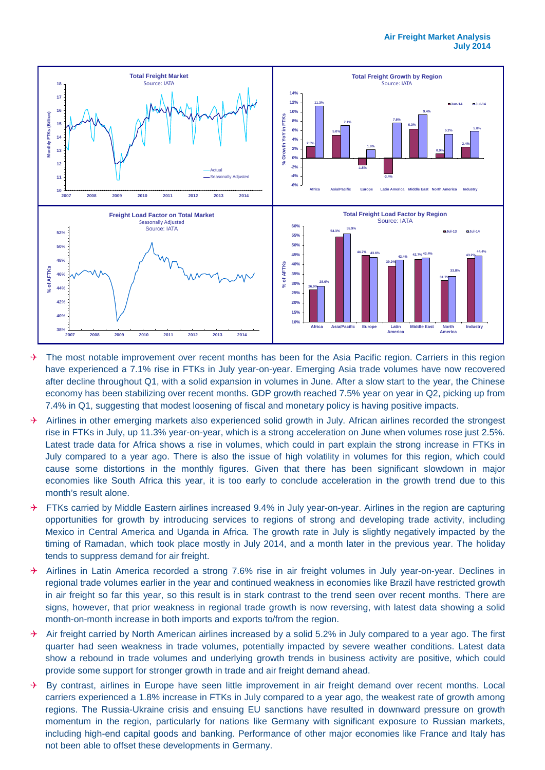**Total Freight Market**
Source: IATA

**Total Freight Growth by Region**
Source: IATA

| % Growth YoY in FTKs | Africa | Asia/Pacific | Europe | Latin America | Middle East | North America | Industry |
|---|---|---|---|---|---|---|---|
| Jun-14 | 2.5% | 5.0% | -1.5% | -3.4% | 6.3% | 0.9% | 2.4% |
| Jul-14 | 11.3% | 7.1% | 1.8% | 7.6% | 9.4% | 5.2% | 5.8% |

**Freight Load Factor on Total Market**
Seasonally Adjusted
Source: IATA

**Total Freight Load Factor by Region**
Source: IATA

| % of AFTKs | Africa | Asia/Pacific | Europe | Latin America | Middle East | North America | Industry |
|---|---|---|---|---|---|---|---|
| Jul-13 | 26.9% | 54.3% | 44.7% | 39.2% | 42.7% | 31.7% | 43.2% |
| Jul-14 | 28.6% | 55.9% | 43.6% | 42.4% | 43.4% | 33.8% | 44.4% |

- The most notable improvement over recent months has been for the Asia Pacific region. Carriers in this region have experienced a 7.1% rise in FTKs in July year-on-year. Emerging Asia trade volumes have now recovered after decline throughout Q1, with a solid expansion in volumes in June. After a slow start to the year, the Chinese economy has been stabilizing over recent months. GDP growth reached 7.5% year on year in Q2, picking up from 7.4% in Q1, suggesting that modest loosening of fiscal and monetary policy is having positive impacts.
- Airlines in other emerging markets also experienced solid growth in July. African airlines recorded the strongest rise in FTKs in July, up 11.3% year-on-year, which is a strong acceleration on June when volumes rose just 2.5%. Latest trade data for Africa shows a rise in volumes, which could in part explain the strong increase in FTKs in July compared to a year ago. There is also the issue of high volatility in volumes for this region, which could cause some distortions in the monthly figures. Given that there has been significant slowdown in major economies like South Africa this year, it is too early to conclude acceleration in the growth trend due to this month's result alone.
- FTKs carried by Middle Eastern airlines increased 9.4% in July year-on-year. Airlines in the region are capturing opportunities for growth by introducing services to regions of strong and developing trade activity, including Mexico in Central America and Uganda in Africa. The growth rate in July is slightly negatively impacted by the timing of Ramadan, which took place mostly in July 2014, and a month later in the previous year. The holiday tends to suppress demand for air freight.
- Airlines in Latin America recorded a strong 7.6% rise in air freight volumes in July year-on-year. Declines in regional trade volumes earlier in the year and continued weakness in economies like Brazil have restricted growth in air freight so far this year, so this result is in stark contrast to the trend seen over recent months. There are signs, however, that prior weakness in regional trade growth is now reversing, with latest data showing a solid month-on-month increase in both imports and exports to/from the region.
- Air freight carried by North American airlines increased by a solid 5.2% in July compared to a year ago. The first quarter had seen weakness in trade volumes, potentially impacted by severe weather conditions. Latest data show a rebound in trade volumes and underlying growth trends in business activity are positive, which could provide some support for stronger growth in trade and air freight demand ahead.
- By contrast, airlines in Europe have seen little improvement in air freight demand over recent months. Local carriers experienced a 1.8% increase in FTKs in July compared to a year ago, the weakest rate of growth among regions. The Russia-Ukraine crisis and ensuing EU sanctions have resulted in downward pressure on growth momentum in the region, particularly for nations like Germany with significant exposure to Russian markets, including high-end capital goods and banking. Performance of other major economies like France and Italy has not been able to offset these developments in Germany.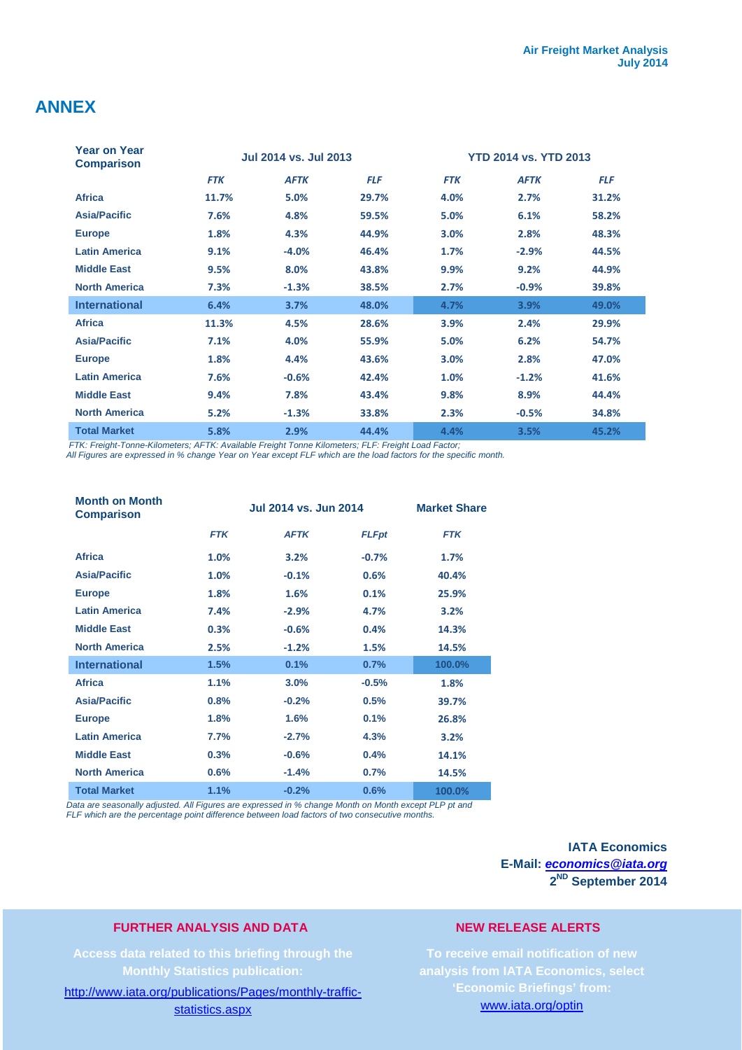## ANNEX

| Year on Year Comparison | Jul 2014 vs. Jul 2013 | | | YTD 2014 vs. YTD 2013 | | |
|---|---|---|---|---|---|---|
| | *FTK* | *AFTK* | *FLF* | *FTK* | *AFTK* | *FLF* |
| **Africa** | **11.7%** | **5.0%** | **29.7%** | **4.0%** | **2.7%** | **31.2%** |
| **Asia/Pacific** | **7.6%** | **4.8%** | **59.5%** | **5.0%** | **6.1%** | **58.2%** |
| **Europe** | **1.8%** | **4.3%** | **44.9%** | **3.0%** | **2.8%** | **48.3%** |
| **Latin America** | **9.1%** | **-4.0%** | **46.4%** | **1.7%** | **-2.9%** | **44.5%** |
| **Middle East** | **9.5%** | **8.0%** | **43.8%** | **9.9%** | **9.2%** | **44.9%** |
| **North America** | **7.3%** | **-1.3%** | **38.5%** | **2.7%** | **-0.9%** | **39.8%** |
| **International** | **6.4%** | **3.7%** | **48.0%** | **4.7%** | **3.9%** | **49.0%** |
| **Africa** | **11.3%** | **4.5%** | **28.6%** | **3.9%** | **2.4%** | **29.9%** |
| **Asia/Pacific** | **7.1%** | **4.0%** | **55.9%** | **5.0%** | **6.2%** | **54.7%** |
| **Europe** | **1.8%** | **4.4%** | **43.6%** | **3.0%** | **2.8%** | **47.0%** |
| **Latin America** | **7.6%** | **-0.6%** | **42.4%** | **1.0%** | **-1.2%** | **41.6%** |
| **Middle East** | **9.4%** | **7.8%** | **43.4%** | **9.8%** | **8.9%** | **44.4%** |
| **North America** | **5.2%** | **-1.3%** | **33.8%** | **2.3%** | **-0.5%** | **34.8%** |
| **Total Market** | **5.8%** | **2.9%** | **44.4%** | **4.4%** | **3.5%** | **45.2%** |

*FTK: Freight-Tonne-Kilometers; AFTK: Available Freight Tonne Kilometers; FLF: Freight Load Factor;*
*All Figures are expressed in % change Year on Year except FLF which are the load factors for the specific month.*

| Month on Month Comparison | Jul 2014 vs. Jun 2014 | | | Market Share |
|---|---|---|---|---|
| | *FTK* | *AFTK* | *FLFpt* | *FTK* |
| **Africa** | **1.0%** | **3.2%** | **-0.7%** | **1.7%** |
| **Asia/Pacific** | **1.0%** | **-0.1%** | **0.6%** | **40.4%** |
| **Europe** | **1.8%** | **1.6%** | **0.1%** | **25.9%** |
| **Latin America** | **7.4%** | **-2.9%** | **4.7%** | **3.2%** |
| **Middle East** | **0.3%** | **-0.6%** | **0.4%** | **14.3%** |
| **North America** | **2.5%** | **-1.2%** | **1.5%** | **14.5%** |
| **International** | **1.5%** | **0.1%** | **0.7%** | **100.0%** |
| **Africa** | **1.1%** | **3.0%** | **-0.5%** | **1.8%** |
| **Asia/Pacific** | **0.8%** | **-0.2%** | **0.5%** | **39.7%** |
| **Europe** | **1.8%** | **1.6%** | **0.1%** | **26.8%** |
| **Latin America** | **7.7%** | **-2.7%** | **4.3%** | **3.2%** |
| **Middle East** | **0.3%** | **-0.6%** | **0.4%** | **14.1%** |
| **North America** | **0.6%** | **-1.4%** | **0.7%** | **14.5%** |
| **Total Market** | **1.1%** | **-0.2%** | **0.6%** | **100.0%** |

*Data are seasonally adjusted. All Figures are expressed in % change Month on Month except PLP pt and FLF which are the percentage point difference between load factors of two consecutive months.*

**IATA Economics**
**E-Mail: *economics@iata.org***
**2ND September 2014**

### FURTHER ANALYSIS AND DATA

**Access data related to this briefing through the Monthly Statistics publication:**

http://www.iata.org/publications/Pages/monthly-traffic-statistics.aspx

### NEW RELEASE ALERTS

**To receive email notification of new analysis from IATA Economics, select 'Economic Briefings' from:**

www.iata.org/optin